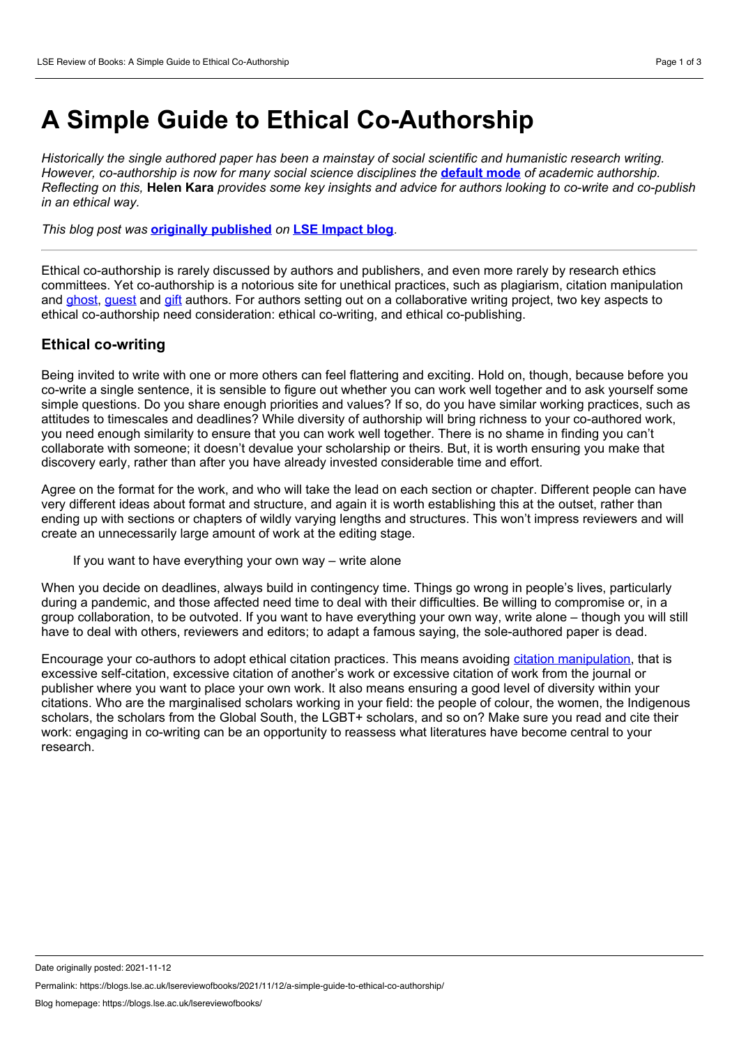# A Simple Guide to Ethical Co-Authorship

*Historically the single authored paper has been a mainstay of social scientific and humanistic research writing. However, co-authorship is now for many social science disciplines the* **default mode** *of academic authorship. Reflecting on this,* **Helen Kara** *provides some key insights and advice for authors looking to co-write and co-publish in an ethical way.*

*This blog post was* **originally published** *on* **LSE Impact blog**.

---

Ethical co-authorship is rarely discussed by authors and publishers, and even more rarely by research ethics committees. Yet co-authorship is a notorious site for unethical practices, such as plagiarism, citation manipulation and ghost, guest and gift authors. For authors setting out on a collaborative writing project, two key aspects to ethical co-authorship need consideration: ethical co-writing, and ethical co-publishing.

## Ethical co-writing

Being invited to write with one or more others can feel flattering and exciting. Hold on, though, because before you co-write a single sentence, it is sensible to figure out whether you can work well together and to ask yourself some simple questions. Do you share enough priorities and values? If so, do you have similar working practices, such as attitudes to timescales and deadlines? While diversity of authorship will bring richness to your co-authored work, you need enough similarity to ensure that you can work well together. There is no shame in finding you can't collaborate with someone; it doesn't devalue your scholarship or theirs. But, it is worth ensuring you make that discovery early, rather than after you have already invested considerable time and effort.

Agree on the format for the work, and who will take the lead on each section or chapter. Different people can have very different ideas about format and structure, and again it is worth establishing this at the outset, rather than ending up with sections or chapters of wildly varying lengths and structures. This won't impress reviewers and will create an unnecessarily large amount of work at the editing stage.

> If you want to have everything your own way – write alone

When you decide on deadlines, always build in contingency time. Things go wrong in people's lives, particularly during a pandemic, and those affected need time to deal with their difficulties. Be willing to compromise or, in a group collaboration, to be outvoted. If you want to have everything your own way, write alone – though you will still have to deal with others, reviewers and editors; to adapt a famous saying, the sole-authored paper is dead.

Encourage your co-authors to adopt ethical citation practices. This means avoiding citation manipulation, that is excessive self-citation, excessive citation of another's work or excessive citation of work from the journal or publisher where you want to place your own work. It also means ensuring a good level of diversity within your citations. Who are the marginalised scholars working in your field: the people of colour, the women, the Indigenous scholars, the scholars from the Global South, the LGBT+ scholars, and so on? Make sure you read and cite their work: engaging in co-writing can be an opportunity to reassess what literatures have become central to your research.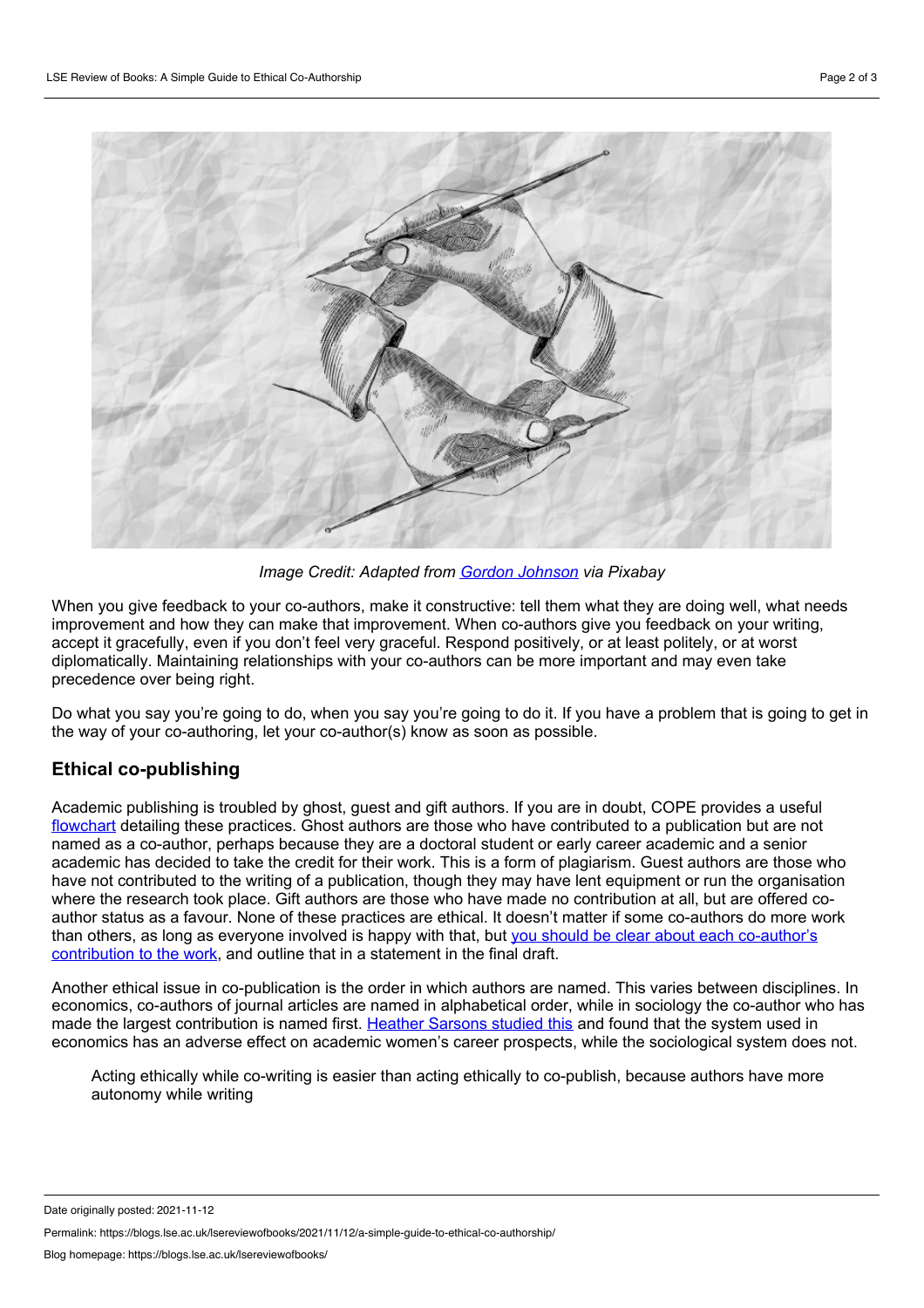*Image Credit: Adapted from Gordon Johnson via Pixabay*

When you give feedback to your co-authors, make it constructive: tell them what they are doing well, what needs improvement and how they can make that improvement. When co-authors give you feedback on your writing, accept it gracefully, even if you don't feel very graceful. Respond positively, or at least politely, or at worst diplomatically. Maintaining relationships with your co-authors can be more important and may even take precedence over being right.

Do what you say you're going to do, when you say you're going to do it. If you have a problem that is going to get in the way of your co-authoring, let your co-author(s) know as soon as possible.

## Ethical co-publishing

Academic publishing is troubled by ghost, guest and gift authors. If you are in doubt, COPE provides a useful flowchart detailing these practices. Ghost authors are those who have contributed to a publication but are not named as a co-author, perhaps because they are a doctoral student or early career academic and a senior academic has decided to take the credit for their work. This is a form of plagiarism. Guest authors are those who have not contributed to the writing of a publication, though they may have lent equipment or run the organisation where the research took place. Gift authors are those who have made no contribution at all, but are offered co-author status as a favour. None of these practices are ethical. It doesn't matter if some co-authors do more work than others, as long as everyone involved is happy with that, but you should be clear about each co-author's contribution to the work, and outline that in a statement in the final draft.

Another ethical issue in co-publication is the order in which authors are named. This varies between disciplines. In economics, co-authors of journal articles are named in alphabetical order, while in sociology the co-author who has made the largest contribution is named first. Heather Sarsons studied this and found that the system used in economics has an adverse effect on academic women's career prospects, while the sociological system does not.

> Acting ethically while co-writing is easier than acting ethically to co-publish, because authors have more autonomy while writing

Date originally posted: 2021-11-12

Permalink: https://blogs.lse.ac.uk/lsereviewofbooks/2021/11/12/a-simple-guide-to-ethical-co-authorship/

Blog homepage: https://blogs.lse.ac.uk/lsereviewofbooks/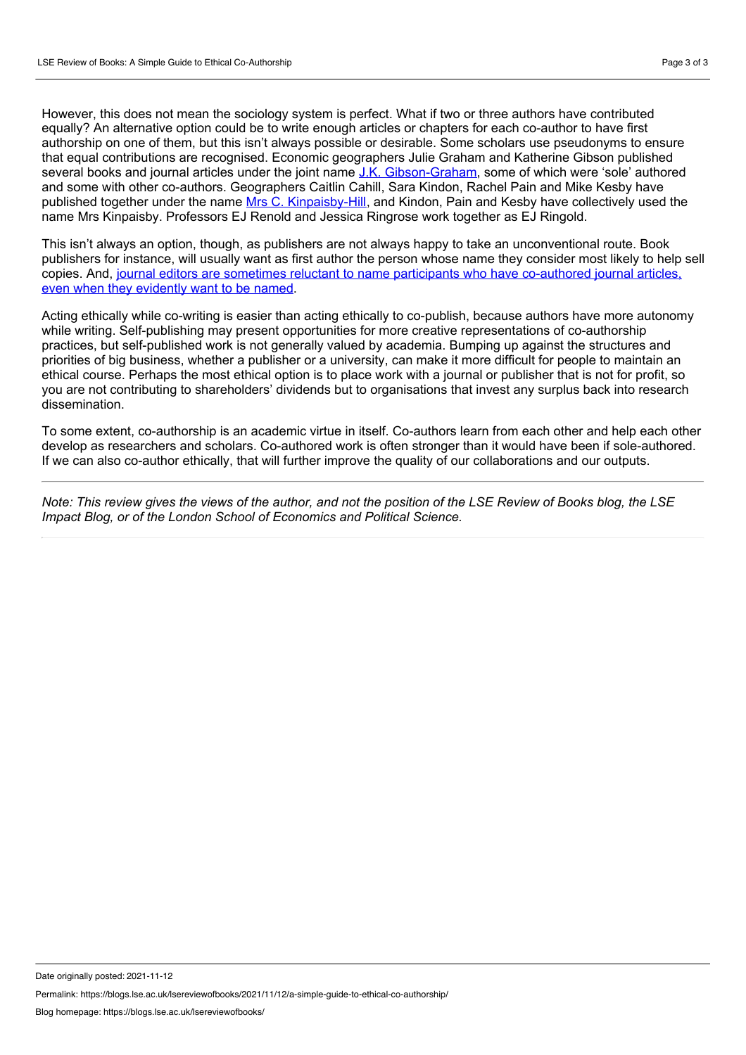However, this does not mean the sociology system is perfect. What if two or three authors have contributed equally? An alternative option could be to write enough articles or chapters for each co-author to have first authorship on one of them, but this isn't always possible or desirable. Some scholars use pseudonyms to ensure that equal contributions are recognised. Economic geographers Julie Graham and Katherine Gibson published several books and journal articles under the joint name [J.K. Gibson-Graham](), some of which were 'sole' authored and some with other co-authors. Geographers Caitlin Cahill, Sara Kindon, Rachel Pain and Mike Kesby have published together under the name [Mrs C. Kinpaisby-Hill](), and Kindon, Pain and Kesby have collectively used the name Mrs Kinpaisby. Professors EJ Renold and Jessica Ringrose work together as EJ Ringold.

This isn't always an option, though, as publishers are not always happy to take an unconventional route. Book publishers for instance, will usually want as first author the person whose name they consider most likely to help sell copies. And, [journal editors are sometimes reluctant to name participants who have co-authored journal articles, even when they evidently want to be named]().

Acting ethically while co-writing is easier than acting ethically to co-publish, because authors have more autonomy while writing. Self-publishing may present opportunities for more creative representations of co-authorship practices, but self-published work is not generally valued by academia. Bumping up against the structures and priorities of big business, whether a publisher or a university, can make it more difficult for people to maintain an ethical course. Perhaps the most ethical option is to place work with a journal or publisher that is not for profit, so you are not contributing to shareholders' dividends but to organisations that invest any surplus back into research dissemination.

To some extent, co-authorship is an academic virtue in itself. Co-authors learn from each other and help each other develop as researchers and scholars. Co-authored work is often stronger than it would have been if sole-authored. If we can also co-author ethically, that will further improve the quality of our collaborations and our outputs.

---

*Note: This review gives the views of the author, and not the position of the LSE Review of Books blog, the LSE Impact Blog, or of the London School of Economics and Political Science.*

Date originally posted: 2021-11-12

Permalink: https://blogs.lse.ac.uk/lsereviewofbooks/2021/11/12/a-simple-guide-to-ethical-co-authorship/

Blog homepage: https://blogs.lse.ac.uk/lsereviewofbooks/